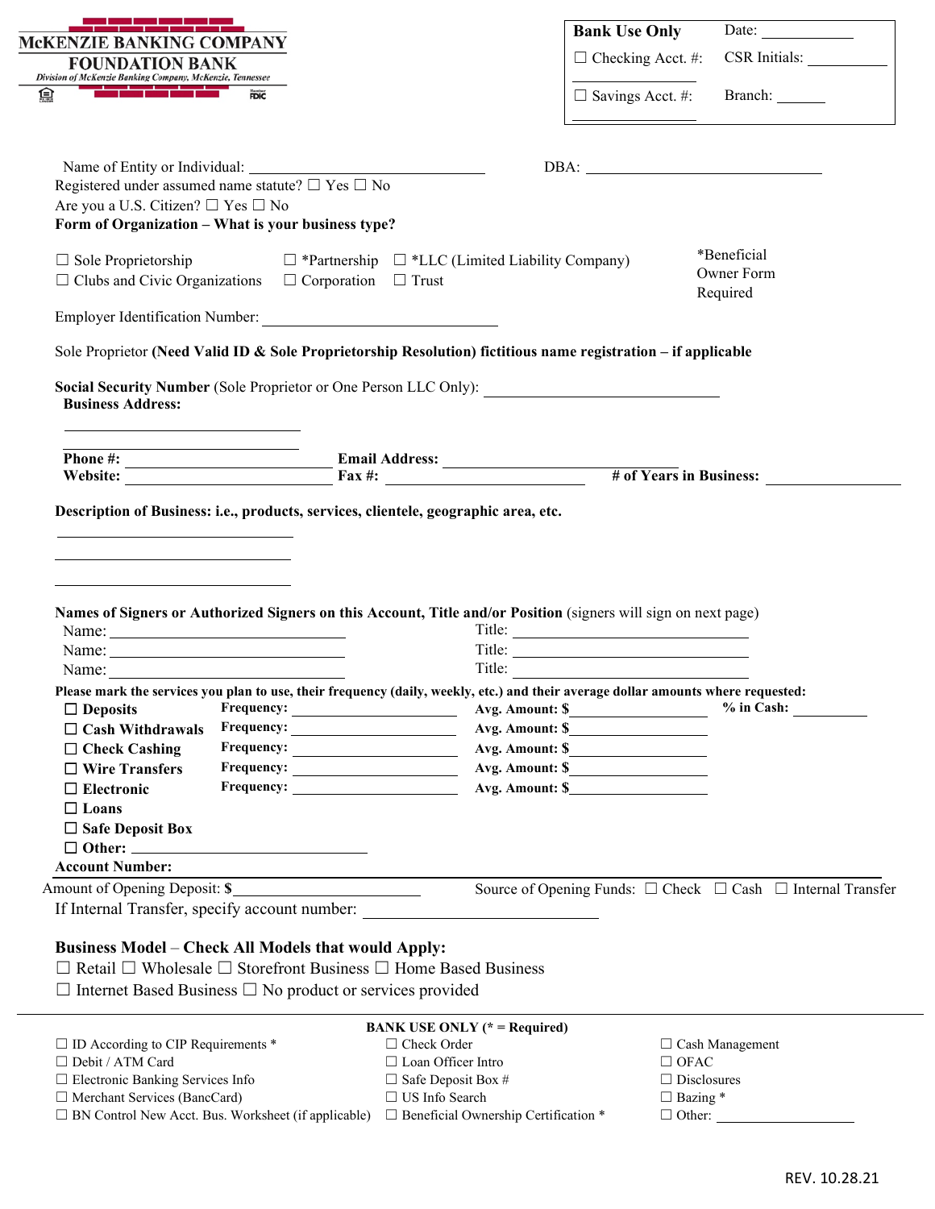**McKENZIE BANKING COMPANY**
**FOUNDATION BANK**
*Division of McKenzie Banking Company, McKenzie, Tennessee*

| **Bank Use Only** | Date: ___________ |
|---|---|
| ☐ Checking Acct. #: ___________ | CSR Initials: ___________ |
| ☐ Savings Acct. #: ___________ | Branch: ______ |

Name of Entity or Individual: ______________________________ DBA: ______________________________

Registered under assumed name statute? ☐ Yes ☐ No

Are you a U.S. Citizen? ☐ Yes ☐ No

**Form of Organization – What is your business type?**

☐ Sole Proprietorship ☐ *Partnership ☐ *LLC (Limited Liability Company)
☐ Clubs and Civic Organizations ☐ Corporation ☐ Trust

*Beneficial Owner Form Required

Employer Identification Number: ______________________________

Sole Proprietor **(Need Valid ID & Sole Proprietorship Resolution) fictitious name registration – if applicable**

**Social Security Number** (Sole Proprietor or One Person LLC Only): ______________________________

**Business Address:**

______________________________

______________________________

**Phone #:** ______________________ **Email Address:** ______________________________

**Website:** ______________________ **Fax #:** ______________________ **# of Years in Business:** ______________

**Description of Business: i.e., products, services, clientele, geographic area, etc.**

______________________________

______________________________

______________________________

**Names of Signers or Authorized Signers on this Account, Title and/or Position** (signers will sign on next page)

Name: ______________________________ Title: ______________________________

Name: ______________________________ Title: ______________________________

Name: ______________________________ Title: ______________________________

**Please mark the services you plan to use, their frequency (daily, weekly, etc.) and their average dollar amounts where requested:**

| Service | Frequency | Avg. Amount | % in Cash |
|---|---|---|---|
| ☐ **Deposits** | **Frequency:** ____________ | **Avg. Amount: $**____________ | **% in Cash:** ________ |
| ☐ **Cash Withdrawals** | **Frequency:** ____________ | **Avg. Amount: $**____________ | |
| ☐ **Check Cashing** | **Frequency:** ____________ | **Avg. Amount: $**____________ | |
| ☐ **Wire Transfers** | **Frequency:** ____________ | **Avg. Amount: $**____________ | |
| ☐ **Electronic** | **Frequency:** ____________ | **Avg. Amount: $**____________ | |
| ☐ **Loans** | | | |
| ☐ **Safe Deposit Box** | | | |
| ☐ **Other:** ____________ | | | |

**Account Number:**

Amount of Opening Deposit: **$**______________________ Source of Opening Funds: ☐ Check ☐ Cash ☐ Internal Transfer

If Internal Transfer, specify account number: ______________________________

**Business Model – Check All Models that would Apply:**

☐ Retail ☐ Wholesale ☐ Storefront Business ☐ Home Based Business
☐ Internet Based Business ☐ No product or services provided

**BANK USE ONLY (* = Required)**

| | | |
|---|---|---|
| ☐ ID According to CIP Requirements * | ☐ Check Order | ☐ Cash Management |
| ☐ Debit / ATM Card | ☐ Loan Officer Intro | ☐ OFAC |
| ☐ Electronic Banking Services Info | ☐ Safe Deposit Box # | ☐ Disclosures |
| ☐ Merchant Services (BancCard) | ☐ US Info Search | ☐ Bazing * |
| ☐ BN Control New Acct. Bus. Worksheet (if applicable) | ☐ Beneficial Ownership Certification * | ☐ Other: ____________ |

REV. 10.28.21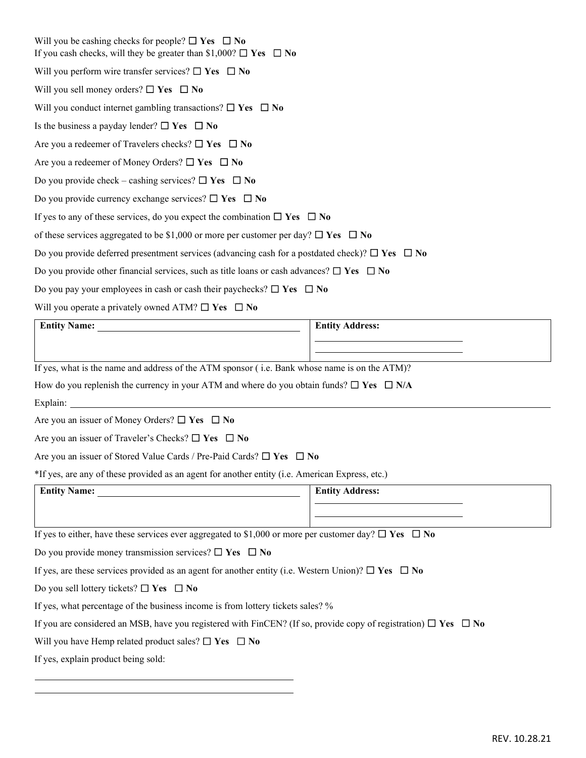Will you be cashing checks for people? ☐ **Yes** ☐ **No**
If you cash checks, will they be greater than $1,000? ☐ **Yes** ☐ **No**

Will you perform wire transfer services? ☐ **Yes** ☐ **No**

Will you sell money orders? ☐ **Yes** ☐ **No**

Will you conduct internet gambling transactions? ☐ **Yes** ☐ **No**

Is the business a payday lender? ☐ **Yes** ☐ **No**

Are you a redeemer of Travelers checks? ☐ **Yes** ☐ **No**

Are you a redeemer of Money Orders? ☐ **Yes** ☐ **No**

Do you provide check – cashing services? ☐ **Yes** ☐ **No**

Do you provide currency exchange services? ☐ **Yes** ☐ **No**

If yes to any of these services, do you expect the combination ☐ **Yes** ☐ **No**

of these services aggregated to be $1,000 or more per customer per day? ☐ **Yes** ☐ **No**

Do you provide deferred presentment services (advancing cash for a postdated check)? ☐ **Yes** ☐ **No**

Do you provide other financial services, such as title loans or cash advances? ☐ **Yes** ☐ **No**

Do you pay your employees in cash or cash their paychecks? ☐ **Yes** ☐ **No**

Will you operate a privately owned ATM? ☐ **Yes** ☐ **No**

| | |
|---|---|
| **Entity Name:** ______________________ | **Entity Address:** ______________________ ______________________ |

If yes, what is the name and address of the ATM sponsor ( i.e. Bank whose name is on the ATM)?

How do you replenish the currency in your ATM and where do you obtain funds? ☐ **Yes** ☐ **N/A**

Explain: ______________________

Are you an issuer of Money Orders? ☐ **Yes** ☐ **No**

Are you an issuer of Traveler's Checks? ☐ **Yes** ☐ **No**

Are you an issuer of Stored Value Cards / Pre-Paid Cards? ☐ **Yes** ☐ **No**

*If yes, are any of these provided as an agent for another entity (i.e. American Express, etc.)

| | |
|---|---|
| **Entity Name:** ______________________ | **Entity Address:** ______________________ ______________________ |

If yes to either, have these services ever aggregated to $1,000 or more per customer day? ☐ **Yes** ☐ **No**

Do you provide money transmission services? ☐ **Yes** ☐ **No**

If yes, are these services provided as an agent for another entity (i.e. Western Union)? ☐ **Yes** ☐ **No**

Do you sell lottery tickets? ☐ **Yes** ☐ **No**

If yes, what percentage of the business income is from lottery tickets sales? %

If you are considered an MSB, have you registered with FinCEN? (If so, provide copy of registration) ☐ **Yes** ☐ **No**

Will you have Hemp related product sales? ☐ **Yes** ☐ **No**

If yes, explain product being sold:

______________________

______________________

REV. 10.28.21